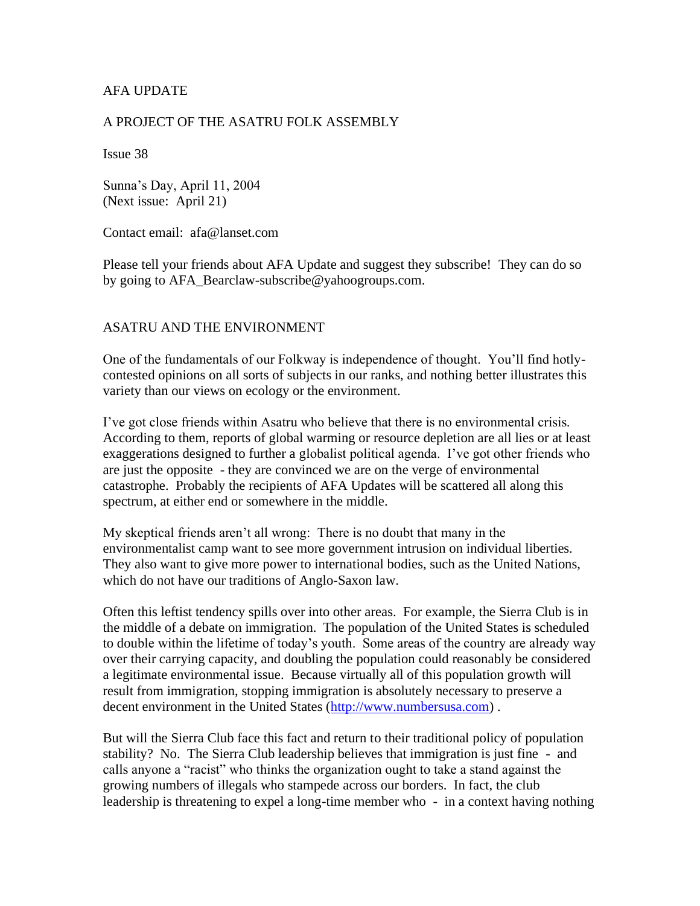AFA UPDATE

A PROJECT OF THE ASATRU FOLK ASSEMBLY

Issue 38

Sunna's Day, April 11, 2004
(Next issue: April 21)

Contact email: afa@lanset.com

Please tell your friends about AFA Update and suggest they subscribe! They can do so by going to AFA_Bearclaw-subscribe@yahoogroups.com.

## ASATRU AND THE ENVIRONMENT

One of the fundamentals of our Folkway is independence of thought. You'll find hotly-contested opinions on all sorts of subjects in our ranks, and nothing better illustrates this variety than our views on ecology or the environment.

I've got close friends within Asatru who believe that there is no environmental crisis. According to them, reports of global warming or resource depletion are all lies or at least exaggerations designed to further a globalist political agenda. I've got other friends who are just the opposite - they are convinced we are on the verge of environmental catastrophe. Probably the recipients of AFA Updates will be scattered all along this spectrum, at either end or somewhere in the middle.

My skeptical friends aren't all wrong: There is no doubt that many in the environmentalist camp want to see more government intrusion on individual liberties. They also want to give more power to international bodies, such as the United Nations, which do not have our traditions of Anglo-Saxon law.

Often this leftist tendency spills over into other areas. For example, the Sierra Club is in the middle of a debate on immigration. The population of the United States is scheduled to double within the lifetime of today's youth. Some areas of the country are already way over their carrying capacity, and doubling the population could reasonably be considered a legitimate environmental issue. Because virtually all of this population growth will result from immigration, stopping immigration is absolutely necessary to preserve a decent environment in the United States (http://www.numbersusa.com) .

But will the Sierra Club face this fact and return to their traditional policy of population stability? No. The Sierra Club leadership believes that immigration is just fine - and calls anyone a "racist" who thinks the organization ought to take a stand against the growing numbers of illegals who stampede across our borders. In fact, the club leadership is threatening to expel a long-time member who - in a context having nothing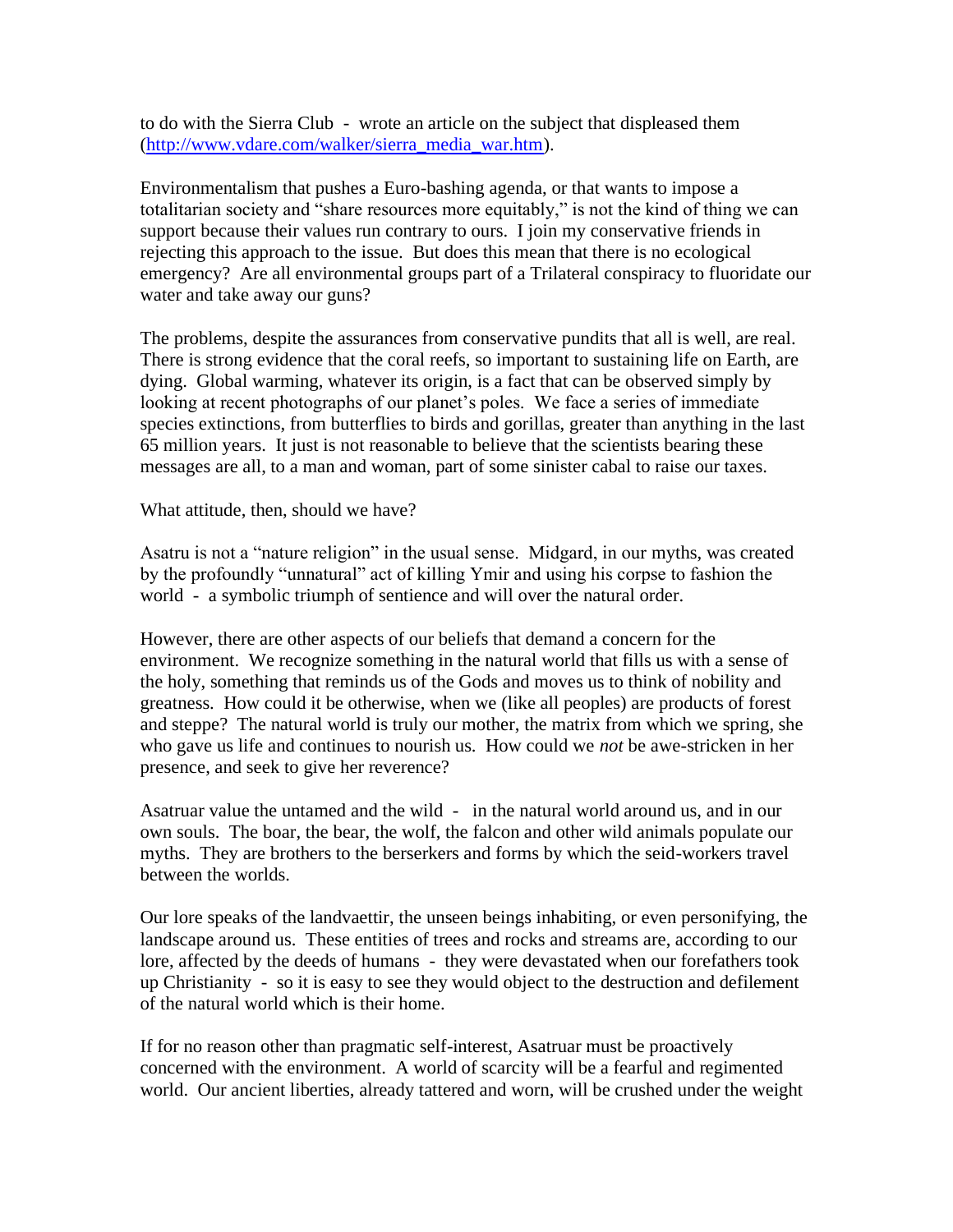to do with the Sierra Club - wrote an article on the subject that displeased them (http://www.vdare.com/walker/sierra_media_war.htm).

Environmentalism that pushes a Euro-bashing agenda, or that wants to impose a totalitarian society and "share resources more equitably," is not the kind of thing we can support because their values run contrary to ours. I join my conservative friends in rejecting this approach to the issue. But does this mean that there is no ecological emergency? Are all environmental groups part of a Trilateral conspiracy to fluoridate our water and take away our guns?

The problems, despite the assurances from conservative pundits that all is well, are real. There is strong evidence that the coral reefs, so important to sustaining life on Earth, are dying. Global warming, whatever its origin, is a fact that can be observed simply by looking at recent photographs of our planet's poles. We face a series of immediate species extinctions, from butterflies to birds and gorillas, greater than anything in the last 65 million years. It just is not reasonable to believe that the scientists bearing these messages are all, to a man and woman, part of some sinister cabal to raise our taxes.

What attitude, then, should we have?

Asatru is not a "nature religion" in the usual sense. Midgard, in our myths, was created by the profoundly "unnatural" act of killing Ymir and using his corpse to fashion the world - a symbolic triumph of sentience and will over the natural order.

However, there are other aspects of our beliefs that demand a concern for the environment. We recognize something in the natural world that fills us with a sense of the holy, something that reminds us of the Gods and moves us to think of nobility and greatness. How could it be otherwise, when we (like all peoples) are products of forest and steppe? The natural world is truly our mother, the matrix from which we spring, she who gave us life and continues to nourish us. How could we *not* be awe-stricken in her presence, and seek to give her reverence?

Asatruar value the untamed and the wild - in the natural world around us, and in our own souls. The boar, the bear, the wolf, the falcon and other wild animals populate our myths. They are brothers to the berserkers and forms by which the seid-workers travel between the worlds.

Our lore speaks of the landvaettir, the unseen beings inhabiting, or even personifying, the landscape around us. These entities of trees and rocks and streams are, according to our lore, affected by the deeds of humans - they were devastated when our forefathers took up Christianity - so it is easy to see they would object to the destruction and defilement of the natural world which is their home.

If for no reason other than pragmatic self-interest, Asatruar must be proactively concerned with the environment. A world of scarcity will be a fearful and regimented world. Our ancient liberties, already tattered and worn, will be crushed under the weight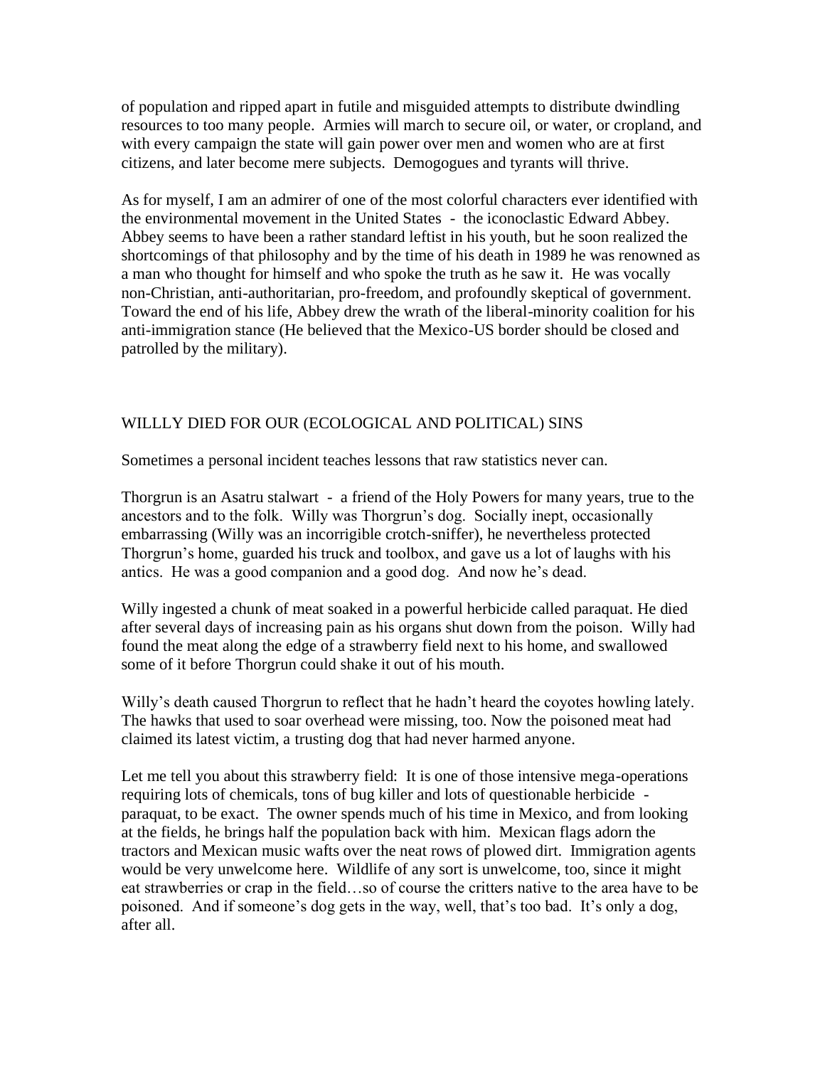of population and ripped apart in futile and misguided attempts to distribute dwindling resources to too many people. Armies will march to secure oil, or water, or cropland, and with every campaign the state will gain power over men and women who are at first citizens, and later become mere subjects. Demogogues and tyrants will thrive.

As for myself, I am an admirer of one of the most colorful characters ever identified with the environmental movement in the United States - the iconoclastic Edward Abbey. Abbey seems to have been a rather standard leftist in his youth, but he soon realized the shortcomings of that philosophy and by the time of his death in 1989 he was renowned as a man who thought for himself and who spoke the truth as he saw it. He was vocally non-Christian, anti-authoritarian, pro-freedom, and profoundly skeptical of government. Toward the end of his life, Abbey drew the wrath of the liberal-minority coalition for his anti-immigration stance (He believed that the Mexico-US border should be closed and patrolled by the military).

## WILLLY DIED FOR OUR (ECOLOGICAL AND POLITICAL) SINS

Sometimes a personal incident teaches lessons that raw statistics never can.

Thorgrun is an Asatru stalwart - a friend of the Holy Powers for many years, true to the ancestors and to the folk. Willy was Thorgrun's dog. Socially inept, occasionally embarrassing (Willy was an incorrigible crotch-sniffer), he nevertheless protected Thorgrun's home, guarded his truck and toolbox, and gave us a lot of laughs with his antics. He was a good companion and a good dog. And now he's dead.

Willy ingested a chunk of meat soaked in a powerful herbicide called paraquat. He died after several days of increasing pain as his organs shut down from the poison. Willy had found the meat along the edge of a strawberry field next to his home, and swallowed some of it before Thorgrun could shake it out of his mouth.

Willy's death caused Thorgrun to reflect that he hadn't heard the coyotes howling lately. The hawks that used to soar overhead were missing, too. Now the poisoned meat had claimed its latest victim, a trusting dog that had never harmed anyone.

Let me tell you about this strawberry field: It is one of those intensive mega-operations requiring lots of chemicals, tons of bug killer and lots of questionable herbicide - paraquat, to be exact. The owner spends much of his time in Mexico, and from looking at the fields, he brings half the population back with him. Mexican flags adorn the tractors and Mexican music wafts over the neat rows of plowed dirt. Immigration agents would be very unwelcome here. Wildlife of any sort is unwelcome, too, since it might eat strawberries or crap in the field…so of course the critters native to the area have to be poisoned. And if someone's dog gets in the way, well, that's too bad. It's only a dog, after all.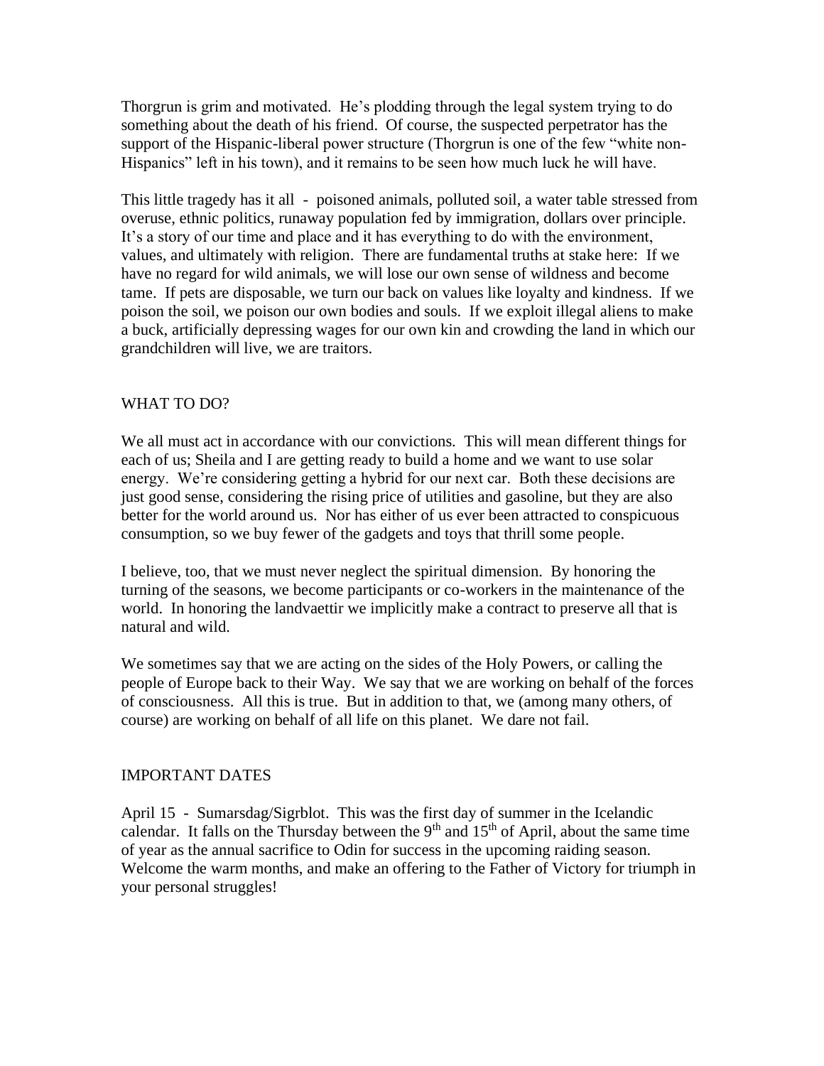Thorgrun is grim and motivated. He's plodding through the legal system trying to do something about the death of his friend. Of course, the suspected perpetrator has the support of the Hispanic-liberal power structure (Thorgrun is one of the few "white non-Hispanics" left in his town), and it remains to be seen how much luck he will have.

This little tragedy has it all - poisoned animals, polluted soil, a water table stressed from overuse, ethnic politics, runaway population fed by immigration, dollars over principle. It's a story of our time and place and it has everything to do with the environment, values, and ultimately with religion. There are fundamental truths at stake here: If we have no regard for wild animals, we will lose our own sense of wildness and become tame. If pets are disposable, we turn our back on values like loyalty and kindness. If we poison the soil, we poison our own bodies and souls. If we exploit illegal aliens to make a buck, artificially depressing wages for our own kin and crowding the land in which our grandchildren will live, we are traitors.

## WHAT TO DO?

We all must act in accordance with our convictions. This will mean different things for each of us; Sheila and I are getting ready to build a home and we want to use solar energy. We're considering getting a hybrid for our next car. Both these decisions are just good sense, considering the rising price of utilities and gasoline, but they are also better for the world around us. Nor has either of us ever been attracted to conspicuous consumption, so we buy fewer of the gadgets and toys that thrill some people.

I believe, too, that we must never neglect the spiritual dimension. By honoring the turning of the seasons, we become participants or co-workers in the maintenance of the world. In honoring the landvaettir we implicitly make a contract to preserve all that is natural and wild.

We sometimes say that we are acting on the sides of the Holy Powers, or calling the people of Europe back to their Way. We say that we are working on behalf of the forces of consciousness. All this is true. But in addition to that, we (among many others, of course) are working on behalf of all life on this planet. We dare not fail.

## IMPORTANT DATES

April 15 - Sumarsdag/Sigrblot. This was the first day of summer in the Icelandic calendar. It falls on the Thursday between the 9th and 15th of April, about the same time of year as the annual sacrifice to Odin for success in the upcoming raiding season. Welcome the warm months, and make an offering to the Father of Victory for triumph in your personal struggles!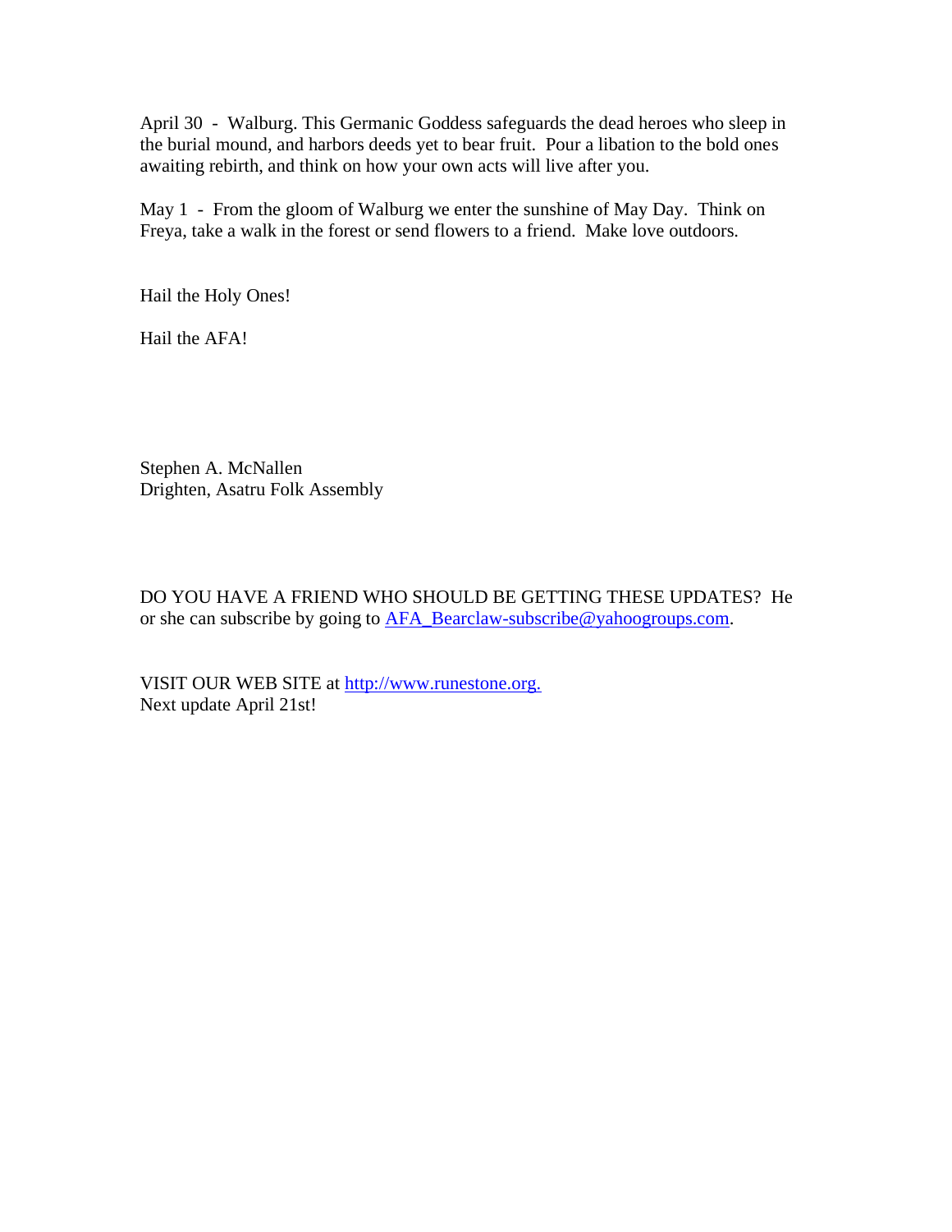April 30 - Walburg. This Germanic Goddess safeguards the dead heroes who sleep in the burial mound, and harbors deeds yet to bear fruit. Pour a libation to the bold ones awaiting rebirth, and think on how your own acts will live after you.

May 1 - From the gloom of Walburg we enter the sunshine of May Day. Think on Freya, take a walk in the forest or send flowers to a friend. Make love outdoors.

Hail the Holy Ones!

Hail the AFA!

Stephen A. McNallen
Drighten, Asatru Folk Assembly

DO YOU HAVE A FRIEND WHO SHOULD BE GETTING THESE UPDATES? He or she can subscribe by going to AFA_Bearclaw-subscribe@yahoogroups.com.

VISIT OUR WEB SITE at http://www.runestone.org.
Next update April 21st!